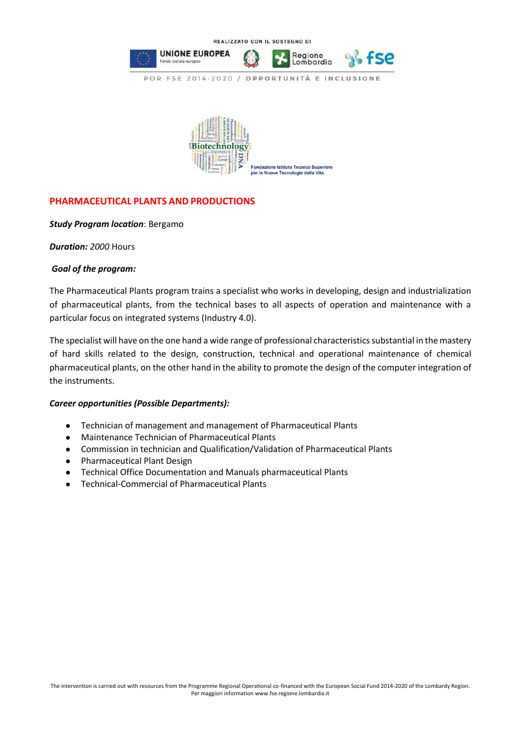REALIZZATO CON IL SOSTEGNO DI

UNIONE EUROPEA
Fondo sociale europeo

Regione Lombardia

fse

POR FSE 2014-2020 / OPPORTUNITÀ E INCLUSIONE

Fondazione Istituto Tecnico Superiore per le Nuove Tecnologie della Vita

## PHARMACEUTICAL PLANTS AND PRODUCTIONS

***Study Program location***: Bergamo

***Duration:*** *2000* Hours

***Goal of the program:***

The Pharmaceutical Plants program trains a specialist who works in developing, design and industrialization of pharmaceutical plants, from the technical bases to all aspects of operation and maintenance with a particular focus on integrated systems (Industry 4.0).

The specialist will have on the one hand a wide range of professional characteristics substantial in the mastery of hard skills related to the design, construction, technical and operational maintenance of chemical pharmaceutical plants, on the other hand in the ability to promote the design of the computer integration of the instruments.

***Career opportunities (Possible Departments):***

- Technician of management and management of Pharmaceutical Plants
- Maintenance Technician of Pharmaceutical Plants
- Commission in technician and Qualification/Validation of Pharmaceutical Plants
- Pharmaceutical Plant Design
- Technical Office Documentation and Manuals pharmaceutical Plants
- Technical-Commercial of Pharmaceutical Plants

The intervention is carried out with resources from the Programme Regional Operational co-financed with the European Social Fund 2014-2020 of the Lombardy Region.
Per maggiori information www.fse.regione.lombardia.it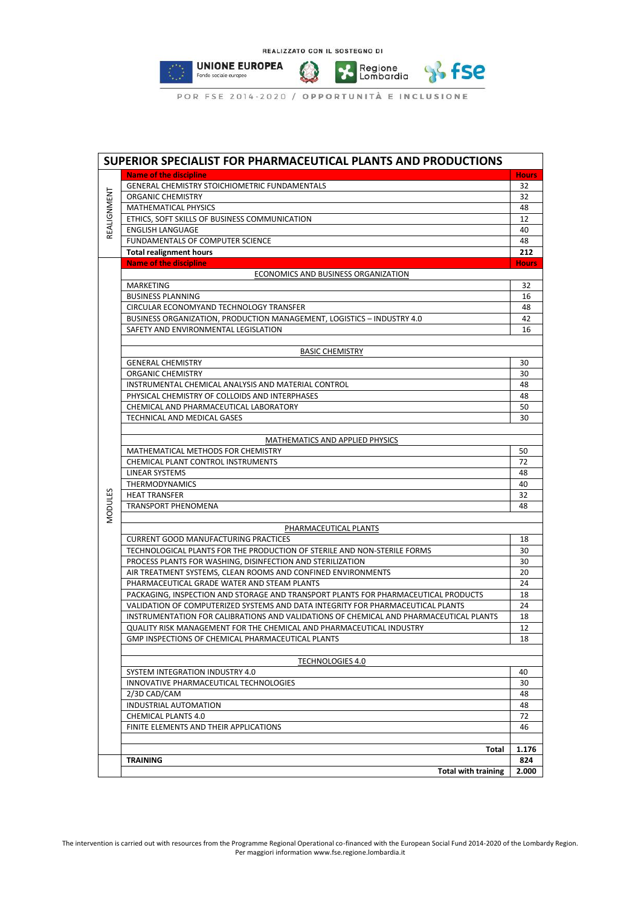REALIZZATO CON IL SOSTEGNO DI

UNIONE EUROPEA Fondo sociale europeo — Regione Lombardia — fse

POR FSE 2014-2020 / OPPORTUNITÀ E INCLUSIONE

| SUPERIOR SPECIALIST FOR PHARMACEUTICAL PLANTS AND PRODUCTIONS | | |
|---|---|---|
| | **Name of the discipline** | **Hours** |
| REALIGNMENT | GENERAL CHEMISTRY STOICHIOMETRIC FUNDAMENTALS | 32 |
| | ORGANIC CHEMISTRY | 32 |
| | MATHEMATICAL PHYSICS | 48 |
| | ETHICS, SOFT SKILLS OF BUSINESS COMMUNICATION | 12 |
| | ENGLISH LANGUAGE | 40 |
| | FUNDAMENTALS OF COMPUTER SCIENCE | 48 |
| | **Total realignment hours** | **212** |
| MODULES | **Name of the discipline** | **Hours** |
| | ECONOMICS AND BUSINESS ORGANIZATION | |
| | MARKETING | 32 |
| | BUSINESS PLANNING | 16 |
| | CIRCULAR ECONOMYAND TECHNOLOGY TRANSFER | 48 |
| | BUSINESS ORGANIZATION, PRODUCTION MANAGEMENT, LOGISTICS – INDUSTRY 4.0 | 42 |
| | SAFETY AND ENVIRONMENTAL LEGISLATION | 16 |
| | | |
| | BASIC CHEMISTRY | |
| | GENERAL CHEMISTRY | 30 |
| | ORGANIC CHEMISTRY | 30 |
| | INSTRUMENTAL CHEMICAL ANALYSIS AND MATERIAL CONTROL | 48 |
| | PHYSICAL CHEMISTRY OF COLLOIDS AND INTERPHASES | 48 |
| | CHEMICAL AND PHARMACEUTICAL LABORATORY | 50 |
| | TECHNICAL AND MEDICAL GASES | 30 |
| | | |
| | MATHEMATICS AND APPLIED PHYSICS | |
| | MATHEMATICAL METHODS FOR CHEMISTRY | 50 |
| | CHEMICAL PLANT CONTROL INSTRUMENTS | 72 |
| | LINEAR SYSTEMS | 48 |
| | THERMODYNAMICS | 40 |
| | HEAT TRANSFER | 32 |
| | TRANSPORT PHENOMENA | 48 |
| | | |
| | PHARMACEUTICAL PLANTS | |
| | CURRENT GOOD MANUFACTURING PRACTICES | 18 |
| | TECHNOLOGICAL PLANTS FOR THE PRODUCTION OF STERILE AND NON-STERILE FORMS | 30 |
| | PROCESS PLANTS FOR WASHING, DISINFECTION AND STERILIZATION | 30 |
| | AIR TREATMENT SYSTEMS, CLEAN ROOMS AND CONFINED ENVIRONMENTS | 20 |
| | PHARMACEUTICAL GRADE WATER AND STEAM PLANTS | 24 |
| | PACKAGING, INSPECTION AND STORAGE AND TRANSPORT PLANTS FOR PHARMACEUTICAL PRODUCTS | 18 |
| | VALIDATION OF COMPUTERIZED SYSTEMS AND DATA INTEGRITY FOR PHARMACEUTICAL PLANTS | 24 |
| | INSTRUMENTATION FOR CALIBRATIONS AND VALIDATIONS OF CHEMICAL AND PHARMACEUTICAL PLANTS | 18 |
| | QUALITY RISK MANAGEMENT FOR THE CHEMICAL AND PHARMACEUTICAL INDUSTRY | 12 |
| | GMP INSPECTIONS OF CHEMICAL PHARMACEUTICAL PLANTS | 18 |
| | | |
| | TECHNOLOGIES 4.0 | |
| | SYSTEM INTEGRATION INDUSTRY 4.0 | 40 |
| | INNOVATIVE PHARMACEUTICAL TECHNOLOGIES | 30 |
| | 2/3D CAD/CAM | 48 |
| | INDUSTRIAL AUTOMATION | 48 |
| | CHEMICAL PLANTS 4.0 | 72 |
| | FINITE ELEMENTS AND THEIR APPLICATIONS | 46 |
| | | |
| | **Total** | **1.176** |
| | **TRAINING** | **824** |
| | **Total with training** | **2.000** |

The intervention is carried out with resources from the Programme Regional Operational co-financed with the European Social Fund 2014-2020 of the Lombardy Region.
Per maggiori information www.fse.regione.lombardia.it